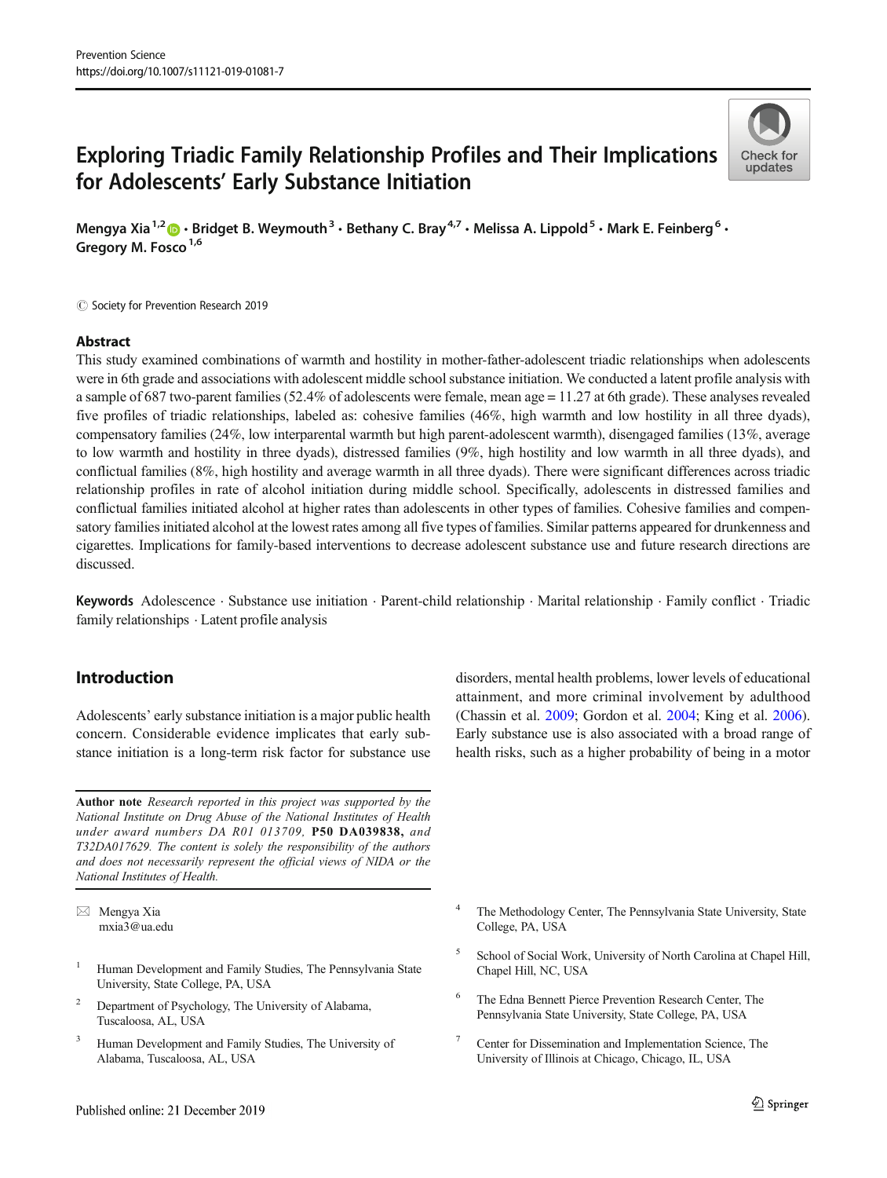# Exploring Triadic Family Relationship Profiles and Their Implications for Adolescents' Early Substance Initiation

Mengya Xia[1,2] · Bridget B. Weymouth[3] · Bethany C. Bray[4,7] · Melissa A. Lippold[5] · Mark E. Feinberg[6] · Gregory M. Fosco[1,6]

© Society for Prevention Research 2019

## Abstract

This study examined combinations of warmth and hostility in mother-father-adolescent triadic relationships when adolescents were in 6th grade and associations with adolescent middle school substance initiation. We conducted a latent profile analysis with a sample of 687 two-parent families (52.4% of adolescents were female, mean age = 11.27 at 6th grade). These analyses revealed five profiles of triadic relationships, labeled as: cohesive families (46%, high warmth and low hostility in all three dyads), compensatory families (24%, low interparental warmth but high parent-adolescent warmth), disengaged families (13%, average to low warmth and hostility in three dyads), distressed families (9%, high hostility and low warmth in all three dyads), and conflictual families (8%, high hostility and average warmth in all three dyads). There were significant differences across triadic relationship profiles in rate of alcohol initiation during middle school. Specifically, adolescents in distressed families and conflictual families initiated alcohol at higher rates than adolescents in other types of families. Cohesive families and compensatory families initiated alcohol at the lowest rates among all five types of families. Similar patterns appeared for drunkenness and cigarettes. Implications for family-based interventions to decrease adolescent substance use and future research directions are discussed.

**Keywords** Adolescence · Substance use initiation · Parent-child relationship · Marital relationship · Family conflict · Triadic family relationships · Latent profile analysis

## Introduction

Adolescents' early substance initiation is a major public health concern. Considerable evidence implicates that early substance initiation is a long-term risk factor for substance use disorders, mental health problems, lower levels of educational attainment, and more criminal involvement by adulthood (Chassin et al. 2009; Gordon et al. 2004; King et al. 2006). Early substance use is also associated with a broad range of health risks, such as a higher probability of being in a motor

**Author note** *Research reported in this project was supported by the National Institute on Drug Abuse of the National Institutes of Health under award numbers DA R01 013709,* **P50 DA039838,** *and T32DA017629. The content is solely the responsibility of the authors and does not necessarily represent the official views of NIDA or the National Institutes of Health.*

✉ Mengya Xia
mxia3@ua.edu

[1] Human Development and Family Studies, The Pennsylvania State University, State College, PA, USA

[2] Department of Psychology, The University of Alabama, Tuscaloosa, AL, USA

[3] Human Development and Family Studies, The University of Alabama, Tuscaloosa, AL, USA

[4] The Methodology Center, The Pennsylvania State University, State College, PA, USA

[5] School of Social Work, University of North Carolina at Chapel Hill, Chapel Hill, NC, USA

[6] The Edna Bennett Pierce Prevention Research Center, The Pennsylvania State University, State College, PA, USA

[7] Center for Dissemination and Implementation Science, The University of Illinois at Chicago, Chicago, IL, USA

Published online: 21 December 2019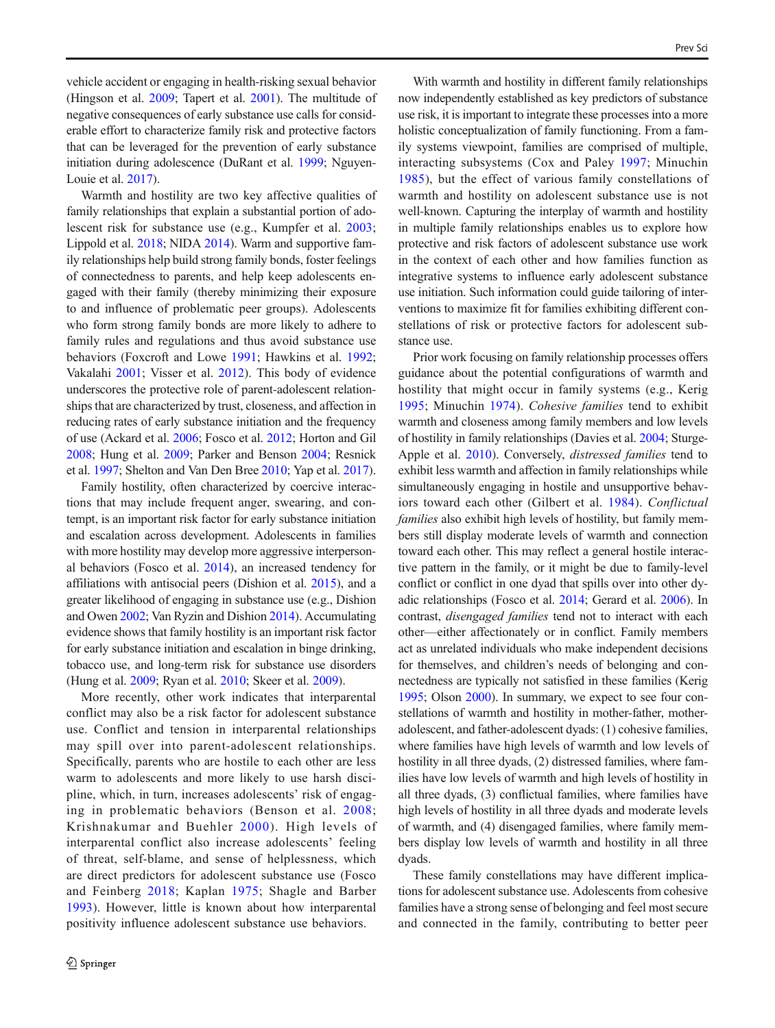vehicle accident or engaging in health-risking sexual behavior (Hingson et al. 2009; Tapert et al. 2001). The multitude of negative consequences of early substance use calls for considerable effort to characterize family risk and protective factors that can be leveraged for the prevention of early substance initiation during adolescence (DuRant et al. 1999; Nguyen-Louie et al. 2017).

Warmth and hostility are two key affective qualities of family relationships that explain a substantial portion of adolescent risk for substance use (e.g., Kumpfer et al. 2003; Lippold et al. 2018; NIDA 2014). Warm and supportive family relationships help build strong family bonds, foster feelings of connectedness to parents, and help keep adolescents engaged with their family (thereby minimizing their exposure to and influence of problematic peer groups). Adolescents who form strong family bonds are more likely to adhere to family rules and regulations and thus avoid substance use behaviors (Foxcroft and Lowe 1991; Hawkins et al. 1992; Vakalahi 2001; Visser et al. 2012). This body of evidence underscores the protective role of parent-adolescent relationships that are characterized by trust, closeness, and affection in reducing rates of early substance initiation and the frequency of use (Ackard et al. 2006; Fosco et al. 2012; Horton and Gil 2008; Hung et al. 2009; Parker and Benson 2004; Resnick et al. 1997; Shelton and Van Den Bree 2010; Yap et al. 2017).

Family hostility, often characterized by coercive interactions that may include frequent anger, swearing, and contempt, is an important risk factor for early substance initiation and escalation across development. Adolescents in families with more hostility may develop more aggressive interpersonal behaviors (Fosco et al. 2014), an increased tendency for affiliations with antisocial peers (Dishion et al. 2015), and a greater likelihood of engaging in substance use (e.g., Dishion and Owen 2002; Van Ryzin and Dishion 2014). Accumulating evidence shows that family hostility is an important risk factor for early substance initiation and escalation in binge drinking, tobacco use, and long-term risk for substance use disorders (Hung et al. 2009; Ryan et al. 2010; Skeer et al. 2009).

More recently, other work indicates that interparental conflict may also be a risk factor for adolescent substance use. Conflict and tension in interparental relationships may spill over into parent-adolescent relationships. Specifically, parents who are hostile to each other are less warm to adolescents and more likely to use harsh discipline, which, in turn, increases adolescents' risk of engaging in problematic behaviors (Benson et al. 2008; Krishnakumar and Buehler 2000). High levels of interparental conflict also increase adolescents' feeling of threat, self-blame, and sense of helplessness, which are direct predictors for adolescent substance use (Fosco and Feinberg 2018; Kaplan 1975; Shagle and Barber 1993). However, little is known about how interparental positivity influence adolescent substance use behaviors.

With warmth and hostility in different family relationships now independently established as key predictors of substance use risk, it is important to integrate these processes into a more holistic conceptualization of family functioning. From a family systems viewpoint, families are comprised of multiple, interacting subsystems (Cox and Paley 1997; Minuchin 1985), but the effect of various family constellations of warmth and hostility on adolescent substance use is not well-known. Capturing the interplay of warmth and hostility in multiple family relationships enables us to explore how protective and risk factors of adolescent substance use work in the context of each other and how families function as integrative systems to influence early adolescent substance use initiation. Such information could guide tailoring of interventions to maximize fit for families exhibiting different constellations of risk or protective factors for adolescent substance use.

Prior work focusing on family relationship processes offers guidance about the potential configurations of warmth and hostility that might occur in family systems (e.g., Kerig 1995; Minuchin 1974). *Cohesive families* tend to exhibit warmth and closeness among family members and low levels of hostility in family relationships (Davies et al. 2004; Sturge-Apple et al. 2010). Conversely, *distressed families* tend to exhibit less warmth and affection in family relationships while simultaneously engaging in hostile and unsupportive behaviors toward each other (Gilbert et al. 1984). *Conflictual families* also exhibit high levels of hostility, but family members still display moderate levels of warmth and connection toward each other. This may reflect a general hostile interactive pattern in the family, or it might be due to family-level conflict or conflict in one dyad that spills over into other dyadic relationships (Fosco et al. 2014; Gerard et al. 2006). In contrast, *disengaged families* tend not to interact with each other—either affectionately or in conflict. Family members act as unrelated individuals who make independent decisions for themselves, and children's needs of belonging and connectedness are typically not satisfied in these families (Kerig 1995; Olson 2000). In summary, we expect to see four constellations of warmth and hostility in mother-father, mother-adolescent, and father-adolescent dyads: (1) cohesive families, where families have high levels of warmth and low levels of hostility in all three dyads, (2) distressed families, where families have low levels of warmth and high levels of hostility in all three dyads, (3) conflictual families, where families have high levels of hostility in all three dyads and moderate levels of warmth, and (4) disengaged families, where family members display low levels of warmth and hostility in all three dyads.

These family constellations may have different implications for adolescent substance use. Adolescents from cohesive families have a strong sense of belonging and feel most secure and connected in the family, contributing to better peer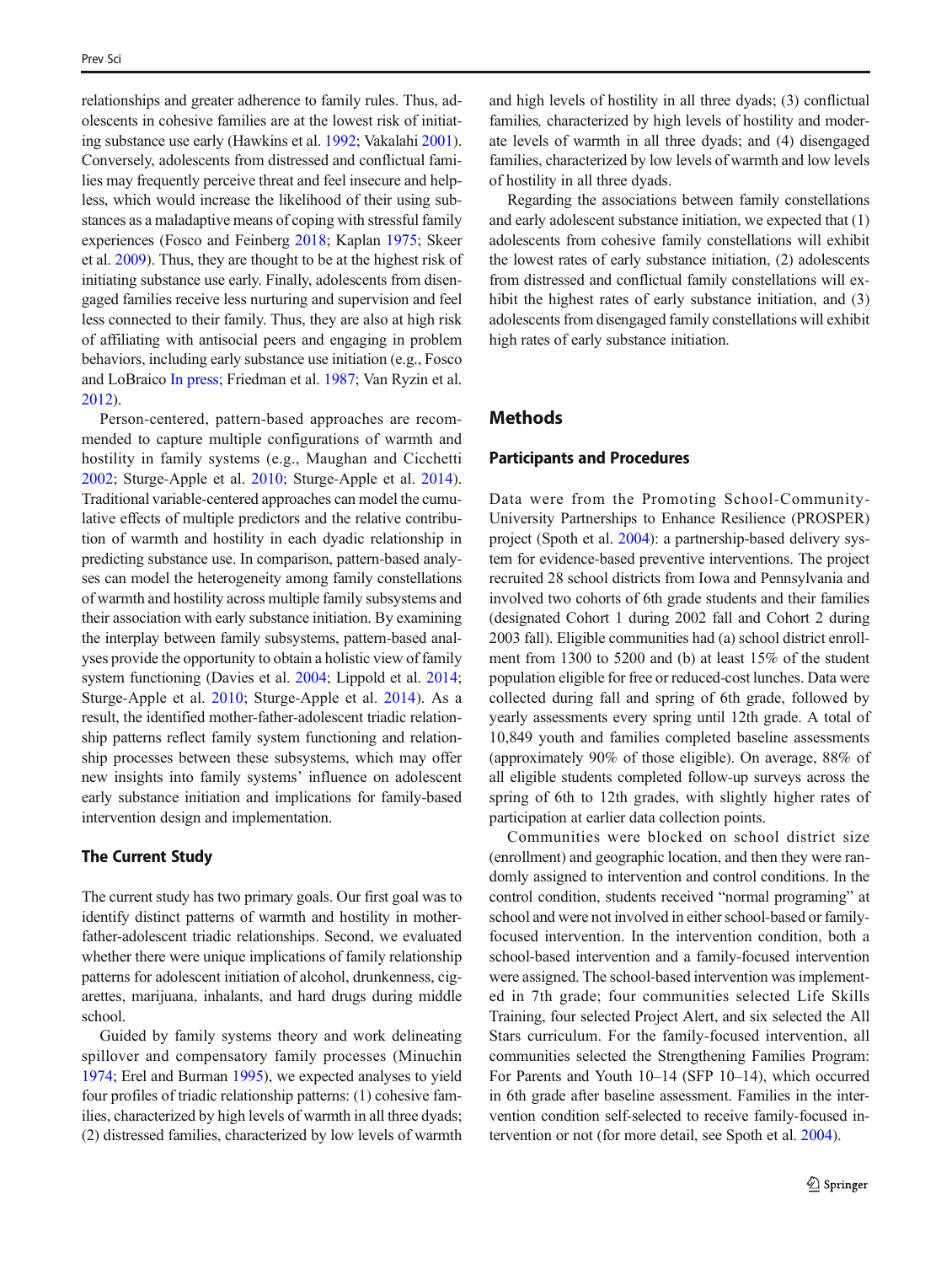relationships and greater adherence to family rules. Thus, adolescents in cohesive families are at the lowest risk of initiating substance use early (Hawkins et al. 1992; Vakalahi 2001). Conversely, adolescents from distressed and conflictual families may frequently perceive threat and feel insecure and helpless, which would increase the likelihood of their using substances as a maladaptive means of coping with stressful family experiences (Fosco and Feinberg 2018; Kaplan 1975; Skeer et al. 2009). Thus, they are thought to be at the highest risk of initiating substance use early. Finally, adolescents from disengaged families receive less nurturing and supervision and feel less connected to their family. Thus, they are also at high risk of affiliating with antisocial peers and engaging in problem behaviors, including early substance use initiation (e.g., Fosco and LoBraico In press; Friedman et al. 1987; Van Ryzin et al. 2012).

Person-centered, pattern-based approaches are recommended to capture multiple configurations of warmth and hostility in family systems (e.g., Maughan and Cicchetti 2002; Sturge-Apple et al. 2010; Sturge-Apple et al. 2014). Traditional variable-centered approaches can model the cumulative effects of multiple predictors and the relative contribution of warmth and hostility in each dyadic relationship in predicting substance use. In comparison, pattern-based analyses can model the heterogeneity among family constellations of warmth and hostility across multiple family subsystems and their association with early substance initiation. By examining the interplay between family subsystems, pattern-based analyses provide the opportunity to obtain a holistic view of family system functioning (Davies et al. 2004; Lippold et al. 2014; Sturge-Apple et al. 2010; Sturge-Apple et al. 2014). As a result, the identified mother-father-adolescent triadic relationship patterns reflect family system functioning and relationship processes between these subsystems, which may offer new insights into family systems' influence on adolescent early substance initiation and implications for family-based intervention design and implementation.

### The Current Study

The current study has two primary goals. Our first goal was to identify distinct patterns of warmth and hostility in mother-father-adolescent triadic relationships. Second, we evaluated whether there were unique implications of family relationship patterns for adolescent initiation of alcohol, drunkenness, cigarettes, marijuana, inhalants, and hard drugs during middle school.

Guided by family systems theory and work delineating spillover and compensatory family processes (Minuchin 1974; Erel and Burman 1995), we expected analyses to yield four profiles of triadic relationship patterns: (1) cohesive families, characterized by high levels of warmth in all three dyads; (2) distressed families, characterized by low levels of warmth and high levels of hostility in all three dyads; (3) conflictual families, characterized by high levels of hostility and moderate levels of warmth in all three dyads; and (4) disengaged families, characterized by low levels of warmth and low levels of hostility in all three dyads.

Regarding the associations between family constellations and early adolescent substance initiation, we expected that (1) adolescents from cohesive family constellations will exhibit the lowest rates of early substance initiation, (2) adolescents from distressed and conflictual family constellations will exhibit the highest rates of early substance initiation, and (3) adolescents from disengaged family constellations will exhibit high rates of early substance initiation.

## Methods

### Participants and Procedures

Data were from the Promoting School-Community-University Partnerships to Enhance Resilience (PROSPER) project (Spoth et al. 2004): a partnership-based delivery system for evidence-based preventive interventions. The project recruited 28 school districts from Iowa and Pennsylvania and involved two cohorts of 6th grade students and their families (designated Cohort 1 during 2002 fall and Cohort 2 during 2003 fall). Eligible communities had (a) school district enrollment from 1300 to 5200 and (b) at least 15% of the student population eligible for free or reduced-cost lunches. Data were collected during fall and spring of 6th grade, followed by yearly assessments every spring until 12th grade. A total of 10,849 youth and families completed baseline assessments (approximately 90% of those eligible). On average, 88% of all eligible students completed follow-up surveys across the spring of 6th to 12th grades, with slightly higher rates of participation at earlier data collection points.

Communities were blocked on school district size (enrollment) and geographic location, and then they were randomly assigned to intervention and control conditions. In the control condition, students received "normal programing" at school and were not involved in either school-based or family-focused intervention. In the intervention condition, both a school-based intervention and a family-focused intervention were assigned. The school-based intervention was implemented in 7th grade; four communities selected Life Skills Training, four selected Project Alert, and six selected the All Stars curriculum. For the family-focused intervention, all communities selected the Strengthening Families Program: For Parents and Youth 10–14 (SFP 10–14), which occurred in 6th grade after baseline assessment. Families in the intervention condition self-selected to receive family-focused intervention or not (for more detail, see Spoth et al. 2004).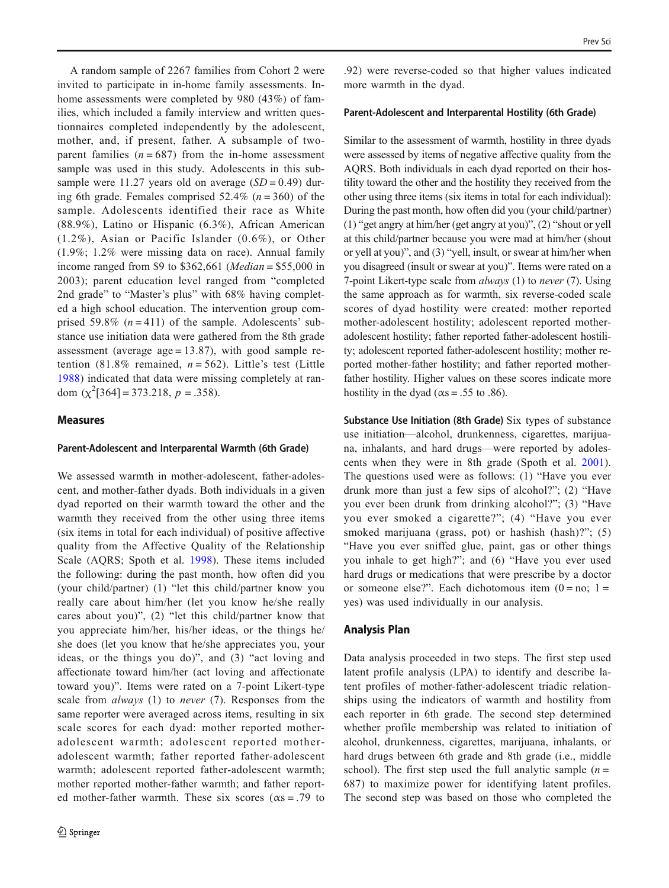A random sample of 2267 families from Cohort 2 were invited to participate in in-home family assessments. In-home assessments were completed by 980 (43%) of families, which included a family interview and written questionnaires completed independently by the adolescent, mother, and, if present, father. A subsample of two-parent families ($n = 687$) from the in-home assessment sample was used in this study. Adolescents in this subsample were 11.27 years old on average ($SD = 0.49$) during 6th grade. Females comprised 52.4% ($n = 360$) of the sample. Adolescents identified their race as White (88.9%), Latino or Hispanic (6.3%), African American (1.2%), Asian or Pacific Islander (0.6%), or Other (1.9%; 1.2% were missing data on race). Annual family income ranged from $9 to $362,661 (*Median* = $55,000 in 2003); parent education level ranged from "completed 2nd grade" to "Master's plus" with 68% having completed a high school education. The intervention group comprised 59.8% ($n = 411$) of the sample. Adolescents' substance use initiation data were gathered from the 8th grade assessment (average age = 13.87), with good sample retention (81.8% remained, $n = 562$). Little's test (Little 1988) indicated that data were missing completely at random ($\chi^2[364] = 373.218$, $p = .358$).

## Measures

### Parent-Adolescent and Interparental Warmth (6th Grade)

We assessed warmth in mother-adolescent, father-adolescent, and mother-father dyads. Both individuals in a given dyad reported on their warmth toward the other and the warmth they received from the other using three items (six items in total for each individual) of positive affective quality from the Affective Quality of the Relationship Scale (AQRS; Spoth et al. 1998). These items included the following: during the past month, how often did you (your child/partner) (1) "let this child/partner know you really care about him/her (let you know he/she really cares about you)", (2) "let this child/partner know that you appreciate him/her, his/her ideas, or the things he/she does (let you know that he/she appreciates you, your ideas, or the things you do)", and (3) "act loving and affectionate toward him/her (act loving and affectionate toward you)". Items were rated on a 7-point Likert-type scale from *always* (1) to *never* (7). Responses from the same reporter were averaged across items, resulting in six scale scores for each dyad: mother reported mother-adolescent warmth; adolescent reported mother-adolescent warmth; father reported father-adolescent warmth; adolescent reported father-adolescent warmth; mother reported mother-father warmth; and father reported mother-father warmth. These six scores ($\alpha$s = .79 to .92) were reverse-coded so that higher values indicated more warmth in the dyad.

### Parent-Adolescent and Interparental Hostility (6th Grade)

Similar to the assessment of warmth, hostility in three dyads were assessed by items of negative affective quality from the AQRS. Both individuals in each dyad reported on their hostility toward the other and the hostility they received from the other using three items (six items in total for each individual): During the past month, how often did you (your child/partner) (1) "get angry at him/her (get angry at you)", (2) "shout or yell at this child/partner because you were mad at him/her (shout or yell at you)", and (3) "yell, insult, or swear at him/her when you disagreed (insult or swear at you)". Items were rated on a 7-point Likert-type scale from *always* (1) to *never* (7). Using the same approach as for warmth, six reverse-coded scale scores of dyad hostility were created: mother reported mother-adolescent hostility; adolescent reported mother-adolescent hostility; father reported father-adolescent hostility; adolescent reported father-adolescent hostility; mother reported mother-father hostility; and father reported mother-father hostility. Higher values on these scores indicate more hostility in the dyad ($\alpha$s = .55 to .86).

**Substance Use Initiation (8th Grade)** Six types of substance use initiation—alcohol, drunkenness, cigarettes, marijuana, inhalants, and hard drugs—were reported by adolescents when they were in 8th grade (Spoth et al. 2001). The questions used were as follows: (1) "Have you ever drunk more than just a few sips of alcohol?"; (2) "Have you ever been drunk from drinking alcohol?"; (3) "Have you ever smoked a cigarette?"; (4) "Have you ever smoked marijuana (grass, pot) or hashish (hash)?"; (5) "Have you ever sniffed glue, paint, gas or other things you inhale to get high?"; and (6) "Have you ever used hard drugs or medications that were prescribe by a doctor or someone else?". Each dichotomous item (0 = no; 1 = yes) was used individually in our analysis.

## Analysis Plan

Data analysis proceeded in two steps. The first step used latent profile analysis (LPA) to identify and describe latent profiles of mother-father-adolescent triadic relationships using the indicators of warmth and hostility from each reporter in 6th grade. The second step determined whether profile membership was related to initiation of alcohol, drunkenness, cigarettes, marijuana, inhalants, or hard drugs between 6th grade and 8th grade (i.e., middle school). The first step used the full analytic sample ($n = 687$) to maximize power for identifying latent profiles. The second step was based on those who completed the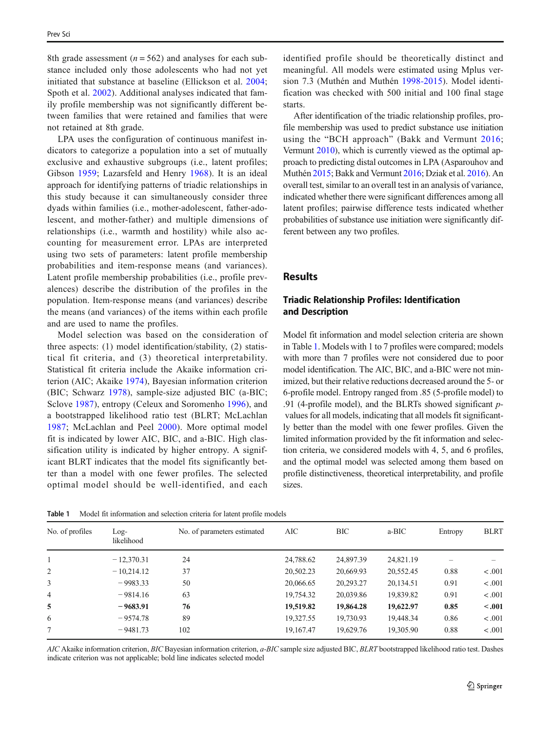8th grade assessment ($n = 562$) and analyses for each substance included only those adolescents who had not yet initiated that substance at baseline (Ellickson et al. 2004; Spoth et al. 2002). Additional analyses indicated that family profile membership was not significantly different between families that were retained and families that were not retained at 8th grade.

LPA uses the configuration of continuous manifest indicators to categorize a population into a set of mutually exclusive and exhaustive subgroups (i.e., latent profiles; Gibson 1959; Lazarsfeld and Henry 1968). It is an ideal approach for identifying patterns of triadic relationships in this study because it can simultaneously consider three dyads within families (i.e., mother-adolescent, father-adolescent, and mother-father) and multiple dimensions of relationships (i.e., warmth and hostility) while also accounting for measurement error. LPAs are interpreted using two sets of parameters: latent profile membership probabilities and item-response means (and variances). Latent profile membership probabilities (i.e., profile prevalences) describe the distribution of the profiles in the population. Item-response means (and variances) describe the means (and variances) of the items within each profile and are used to name the profiles.

Model selection was based on the consideration of three aspects: (1) model identification/stability, (2) statistical fit criteria, and (3) theoretical interpretability. Statistical fit criteria include the Akaike information criterion (AIC; Akaike 1974), Bayesian information criterion (BIC; Schwarz 1978), sample-size adjusted BIC (a-BIC; Sclove 1987), entropy (Celeux and Soromenho 1996), and a bootstrapped likelihood ratio test (BLRT; McLachlan 1987; McLachlan and Peel 2000). More optimal model fit is indicated by lower AIC, BIC, and a-BIC. High classification utility is indicated by higher entropy. A significant BLRT indicates that the model fits significantly better than a model with one fewer profiles. The selected optimal model should be well-identified, and each identified profile should be theoretically distinct and meaningful. All models were estimated using Mplus version 7.3 (Muthén and Muthén 1998-2015). Model identification was checked with 500 initial and 100 final stage starts.

After identification of the triadic relationship profiles, profile membership was used to predict substance use initiation using the "BCH approach" (Bakk and Vermunt 2016; Vermunt 2010), which is currently viewed as the optimal approach to predicting distal outcomes in LPA (Asparouhov and Muthén 2015; Bakk and Vermunt 2016; Dziak et al. 2016). An overall test, similar to an overall test in an analysis of variance, indicated whether there were significant differences among all latent profiles; pairwise difference tests indicated whether probabilities of substance use initiation were significantly different between any two profiles.

## Results

### Triadic Relationship Profiles: Identification and Description

Model fit information and model selection criteria are shown in Table 1. Models with 1 to 7 profiles were compared; models with more than 7 profiles were not considered due to poor model identification. The AIC, BIC, and a-BIC were not minimized, but their relative reductions decreased around the 5- or 6-profile model. Entropy ranged from .85 (5-profile model) to .91 (4-profile model), and the BLRTs showed significant $p$-values for all models, indicating that all models fit significantly better than the model with one fewer profiles. Given the limited information provided by the fit information and selection criteria, we considered models with 4, 5, and 6 profiles, and the optimal model was selected among them based on profile distinctiveness, theoretical interpretability, and profile sizes.

**Table 1** Model fit information and selection criteria for latent profile models

| No. of profiles | Log-likelihood | No. of parameters estimated | AIC | BIC | a-BIC | Entropy | BLRT |
|---|---|---|---|---|---|---|---|
| 1 | − 12,370.31 | 24 | 24,788.62 | 24,897.39 | 24,821.19 | – | – |
| 2 | − 10,214.12 | 37 | 20,502.23 | 20,669.93 | 20,552.45 | 0.88 | < .001 |
| 3 | − 9983.33 | 50 | 20,066.65 | 20,293.27 | 20,134.51 | 0.91 | < .001 |
| 4 | − 9814.16 | 63 | 19,754.32 | 20,039.86 | 19,839.82 | 0.91 | < .001 |
| **5** | **− 9683.91** | **76** | **19,519.82** | **19,864.28** | **19,622.97** | **0.85** | **< .001** |
| 6 | − 9574.78 | 89 | 19,327.55 | 19,730.93 | 19,448.34 | 0.86 | < .001 |
| 7 | − 9481.73 | 102 | 19,167.47 | 19,629.76 | 19,305.90 | 0.88 | < .001 |

*AIC* Akaike information criterion, *BIC* Bayesian information criterion, *a-BIC* sample size adjusted BIC, *BLRT* bootstrapped likelihood ratio test. Dashes indicate criterion was not applicable; bold line indicates selected model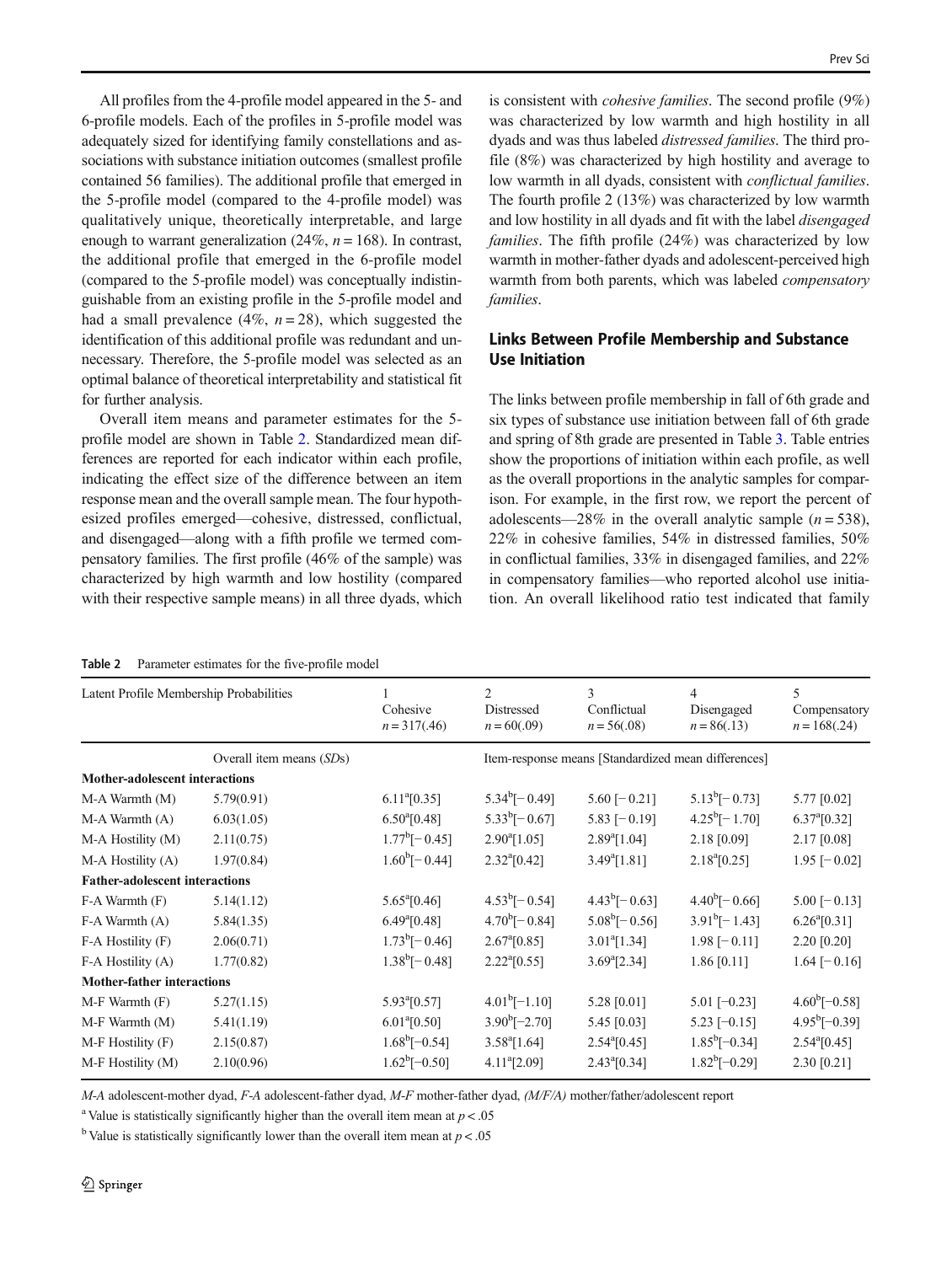All profiles from the 4-profile model appeared in the 5- and 6-profile models. Each of the profiles in 5-profile model was adequately sized for identifying family constellations and associations with substance initiation outcomes (smallest profile contained 56 families). The additional profile that emerged in the 5-profile model (compared to the 4-profile model) was qualitatively unique, theoretically interpretable, and large enough to warrant generalization (24%, $n = 168$). In contrast, the additional profile that emerged in the 6-profile model (compared to the 5-profile model) was conceptually indistinguishable from an existing profile in the 5-profile model and had a small prevalence (4%, $n = 28$), which suggested the identification of this additional profile was redundant and unnecessary. Therefore, the 5-profile model was selected as an optimal balance of theoretical interpretability and statistical fit for further analysis.

Overall item means and parameter estimates for the 5-profile model are shown in Table 2. Standardized mean differences are reported for each indicator within each profile, indicating the effect size of the difference between an item response mean and the overall sample mean. The four hypothesized profiles emerged—cohesive, distressed, conflictual, and disengaged—along with a fifth profile we termed compensatory families. The first profile (46% of the sample) was characterized by high warmth and low hostility (compared with their respective sample means) in all three dyads, which is consistent with *cohesive families*. The second profile (9%) was characterized by low warmth and high hostility in all dyads and was thus labeled *distressed families*. The third profile (8%) was characterized by high hostility and average to low warmth in all dyads, consistent with *conflictual families*. The fourth profile 2 (13%) was characterized by low warmth and low hostility in all dyads and fit with the label *disengaged families*. The fifth profile (24%) was characterized by low warmth in mother-father dyads and adolescent-perceived high warmth from both parents, which was labeled *compensatory families*.

## Links Between Profile Membership and Substance Use Initiation

The links between profile membership in fall of 6th grade and six types of substance use initiation between fall of 6th grade and spring of 8th grade are presented in Table 3. Table entries show the proportions of initiation within each profile, as well as the overall proportions in the analytic samples for comparison. For example, in the first row, we report the percent of adolescents—28% in the overall analytic sample ($n = 538$), 22% in cohesive families, 54% in distressed families, 50% in conflictual families, 33% in disengaged families, and 22% in compensatory families—who reported alcohol use initiation. An overall likelihood ratio test indicated that family

**Table 2** Parameter estimates for the five-profile model

| Latent Profile Membership Probabilities | | 1<br>Cohesive<br>$n = 317(.46)$ | 2<br>Distressed<br>$n = 60(.09)$ | 3<br>Conflictual<br>$n = 56(.08)$ | 4<br>Disengaged<br>$n = 86(.13)$ | 5<br>Compensatory<br>$n = 168(.24)$ |
|---|---|---|---|---|---|---|
| | Overall item means (*SD*s) | Item-response means [Standardized mean differences] | | | | |
| **Mother-adolescent interactions** | | | | | | |
| M-A Warmth (M) | 5.79(0.91) | 6.11[a][0.35] | 5.34[b][− 0.49] | 5.60 [− 0.21] | 5.13[b][− 0.73] | 5.77 [0.02] |
| M-A Warmth (A) | 6.03(1.05) | 6.50[a][0.48] | 5.33[b][− 0.67] | 5.83 [− 0.19] | 4.25[b][− 1.70] | 6.37[a][0.32] |
| M-A Hostility (M) | 2.11(0.75) | 1.77[b][− 0.45] | 2.90[a][1.05] | 2.89[a][1.04] | 2.18 [0.09] | 2.17 [0.08] |
| M-A Hostility (A) | 1.97(0.84) | 1.60[b][− 0.44] | 2.32[a][0.42] | 3.49[a][1.81] | 2.18[a][0.25] | 1.95 [− 0.02] |
| **Father-adolescent interactions** | | | | | | |
| F-A Warmth (F) | 5.14(1.12) | 5.65[a][0.46] | 4.53[b][− 0.54] | 4.43[b][− 0.63] | 4.40[b][− 0.66] | 5.00 [− 0.13] |
| F-A Warmth (A) | 5.84(1.35) | 6.49[a][0.48] | 4.70[b][− 0.84] | 5.08[b][− 0.56] | 3.91[b][− 1.43] | 6.26[a][0.31] |
| F-A Hostility (F) | 2.06(0.71) | 1.73[b][− 0.46] | 2.67[a][0.85] | 3.01[a][1.34] | 1.98 [− 0.11] | 2.20 [0.20] |
| F-A Hostility (A) | 1.77(0.82) | 1.38[b][− 0.48] | 2.22[a][0.55] | 3.69[a][2.34] | 1.86 [0.11] | 1.64 [− 0.16] |
| **Mother-father interactions** | | | | | | |
| M-F Warmth (F) | 5.27(1.15) | 5.93[a][0.57] | 4.01[b][−1.10] | 5.28 [0.01] | 5.01 [−0.23] | 4.60[b][−0.58] |
| M-F Warmth (M) | 5.41(1.19) | 6.01[a][0.50] | 3.90[b][−2.70] | 5.45 [0.03] | 5.23 [−0.15] | 4.95[b][−0.39] |
| M-F Hostility (F) | 2.15(0.87) | 1.68[b][−0.54] | 3.58[a][1.64] | 2.54[a][0.45] | 1.85[b][−0.34] | 2.54[a][0.45] |
| M-F Hostility (M) | 2.10(0.96) | 1.62[b][−0.50] | 4.11[a][2.09] | 2.43[a][0.34] | 1.82[b][−0.29] | 2.30 [0.21] |

*M-A* adolescent-mother dyad, *F-A* adolescent-father dyad, *M-F* mother-father dyad, *(M/F/A)* mother/father/adolescent report

[a] Value is statistically significantly higher than the overall item mean at $p < .05$

[b] Value is statistically significantly lower than the overall item mean at $p < .05$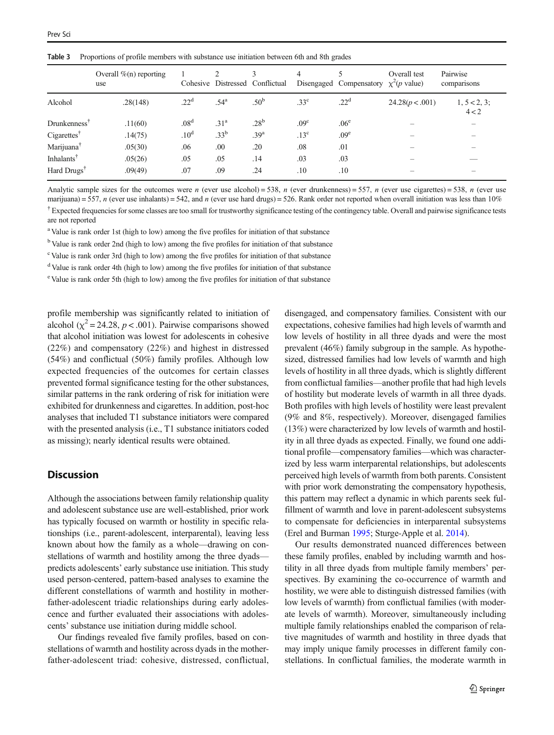**Table 3** Proportions of profile members with substance use initiation between 6th and 8th grades

| | Overall %(n) reporting use | 1 Cohesive | 2 Distressed | 3 Conflictual | 4 Disengaged | 5 Compensatory | Overall test $\chi^2$(p value) | Pairwise comparisons |
|---|---|---|---|---|---|---|---|---|
| Alcohol | .28(148) | .22[d] | .54[a] | .50[b] | .33[c] | .22[d] | 24.28($p < .001$) | 1, 5 < 2, 3; 4 < 2 |
| Drunkenness[†] | .11(60) | .08[d] | .31[a] | .28[b] | .09[c] | .06[e] | – | – |
| Cigarettes[†] | .14(75) | .10[d] | .33[b] | .39[a] | .13[c] | .09[e] | – | – |
| Marijuana[†] | .05(30) | .06 | .00 | .20 | .08 | .01 | – | – |
| Inhalants[†] | .05(26) | .05 | .05 | .14 | .03 | .03 | – | — |
| Hard Drugs[†] | .09(49) | .07 | .09 | .24 | .10 | .10 | – | – |

Analytic sample sizes for the outcomes were *n* (ever use alcohol) = 538, *n* (ever drunkenness) = 557, *n* (ever use cigarettes) = 538, *n* (ever use marijuana) = 557, *n* (ever use inhalants) = 542, and *n* (ever use hard drugs) = 526. Rank order not reported when overall initiation was less than 10%

[†] Expected frequencies for some classes are too small for trustworthy significance testing of the contingency table. Overall and pairwise significance tests are not reported

[a] Value is rank order 1st (high to low) among the five profiles for initiation of that substance

[b] Value is rank order 2nd (high to low) among the five profiles for initiation of that substance

[c] Value is rank order 3rd (high to low) among the five profiles for initiation of that substance

[d] Value is rank order 4th (high to low) among the five profiles for initiation of that substance

[e] Value is rank order 5th (high to low) among the five profiles for initiation of that substance

profile membership was significantly related to initiation of alcohol ($\chi^2 = 24.28$, $p < .001$). Pairwise comparisons showed that alcohol initiation was lowest for adolescents in cohesive (22%) and compensatory (22%) and highest in distressed (54%) and conflictual (50%) family profiles. Although low expected frequencies of the outcomes for certain classes prevented formal significance testing for the other substances, similar patterns in the rank ordering of risk for initiation were exhibited for drunkenness and cigarettes. In addition, post-hoc analyses that included T1 substance initiators were compared with the presented analysis (i.e., T1 substance initiators coded as missing); nearly identical results were obtained.

## Discussion

Although the associations between family relationship quality and adolescent substance use are well-established, prior work has typically focused on warmth or hostility in specific relationships (i.e., parent-adolescent, interparental), leaving less known about how the family as a whole—drawing on constellations of warmth and hostility among the three dyads—predicts adolescents' early substance use initiation. This study used person-centered, pattern-based analyses to examine the different constellations of warmth and hostility in mother-father-adolescent triadic relationships during early adolescence and further evaluated their associations with adolescents' substance use initiation during middle school.

Our findings revealed five family profiles, based on constellations of warmth and hostility across dyads in the mother-father-adolescent triad: cohesive, distressed, conflictual, disengaged, and compensatory families. Consistent with our expectations, cohesive families had high levels of warmth and low levels of hostility in all three dyads and were the most prevalent (46%) family subgroup in the sample. As hypothesized, distressed families had low levels of warmth and high levels of hostility in all three dyads, which is slightly different from conflictual families—another profile that had high levels of hostility but moderate levels of warmth in all three dyads. Both profiles with high levels of hostility were least prevalent (9% and 8%, respectively). Moreover, disengaged families (13%) were characterized by low levels of warmth and hostility in all three dyads as expected. Finally, we found one additional profile—compensatory families—which was characterized by less warm interparental relationships, but adolescents perceived high levels of warmth from both parents. Consistent with prior work demonstrating the compensatory hypothesis, this pattern may reflect a dynamic in which parents seek fulfillment of warmth and love in parent-adolescent subsystems to compensate for deficiencies in interparental subsystems (Erel and Burman 1995; Sturge-Apple et al. 2014).

Our results demonstrated nuanced differences between these family profiles, enabled by including warmth and hostility in all three dyads from multiple family members' perspectives. By examining the co-occurrence of warmth and hostility, we were able to distinguish distressed families (with low levels of warmth) from conflictual families (with moderate levels of warmth). Moreover, simultaneously including multiple family relationships enabled the comparison of relative magnitudes of warmth and hostility in three dyads that may imply unique family processes in different family constellations. In conflictual families, the moderate warmth in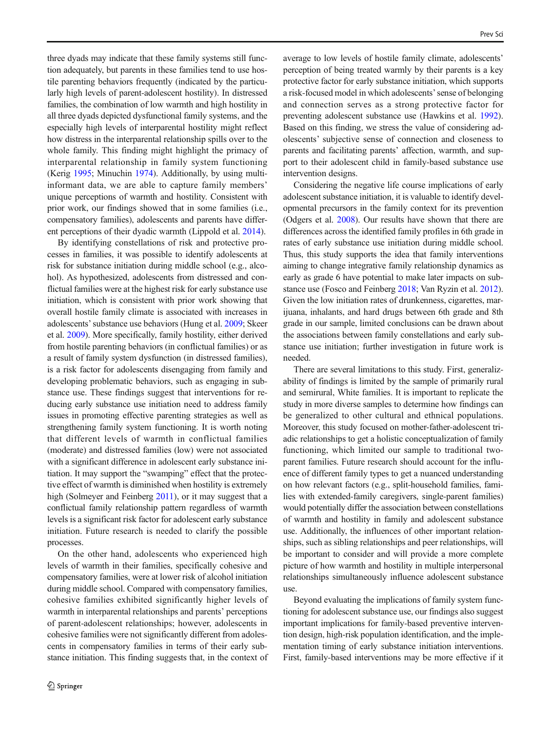three dyads may indicate that these family systems still function adequately, but parents in these families tend to use hostile parenting behaviors frequently (indicated by the particularly high levels of parent-adolescent hostility). In distressed families, the combination of low warmth and high hostility in all three dyads depicted dysfunctional family systems, and the especially high levels of interparental hostility might reflect how distress in the interparental relationship spills over to the whole family. This finding might highlight the primacy of interparental relationship in family system functioning (Kerig 1995; Minuchin 1974). Additionally, by using multi-informant data, we are able to capture family members' unique perceptions of warmth and hostility. Consistent with prior work, our findings showed that in some families (i.e., compensatory families), adolescents and parents have different perceptions of their dyadic warmth (Lippold et al. 2014).

By identifying constellations of risk and protective processes in families, it was possible to identify adolescents at risk for substance initiation during middle school (e.g., alcohol). As hypothesized, adolescents from distressed and conflictual families were at the highest risk for early substance use initiation, which is consistent with prior work showing that overall hostile family climate is associated with increases in adolescents' substance use behaviors (Hung et al. 2009; Skeer et al. 2009). More specifically, family hostility, either derived from hostile parenting behaviors (in conflictual families) or as a result of family system dysfunction (in distressed families), is a risk factor for adolescents disengaging from family and developing problematic behaviors, such as engaging in substance use. These findings suggest that interventions for reducing early substance use initiation need to address family issues in promoting effective parenting strategies as well as strengthening family system functioning. It is worth noting that different levels of warmth in conflictual families (moderate) and distressed families (low) were not associated with a significant difference in adolescent early substance initiation. It may support the "swamping" effect that the protective effect of warmth is diminished when hostility is extremely high (Solmeyer and Feinberg 2011), or it may suggest that a conflictual family relationship pattern regardless of warmth levels is a significant risk factor for adolescent early substance initiation. Future research is needed to clarify the possible processes.

On the other hand, adolescents who experienced high levels of warmth in their families, specifically cohesive and compensatory families, were at lower risk of alcohol initiation during middle school. Compared with compensatory families, cohesive families exhibited significantly higher levels of warmth in interparental relationships and parents' perceptions of parent-adolescent relationships; however, adolescents in cohesive families were not significantly different from adolescents in compensatory families in terms of their early substance initiation. This finding suggests that, in the context of average to low levels of hostile family climate, adolescents' perception of being treated warmly by their parents is a key protective factor for early substance initiation, which supports a risk-focused model in which adolescents' sense of belonging and connection serves as a strong protective factor for preventing adolescent substance use (Hawkins et al. 1992). Based on this finding, we stress the value of considering adolescents' subjective sense of connection and closeness to parents and facilitating parents' affection, warmth, and support to their adolescent child in family-based substance use intervention designs.

Considering the negative life course implications of early adolescent substance initiation, it is valuable to identify developmental precursors in the family context for its prevention (Odgers et al. 2008). Our results have shown that there are differences across the identified family profiles in 6th grade in rates of early substance use initiation during middle school. Thus, this study supports the idea that family interventions aiming to change integrative family relationship dynamics as early as grade 6 have potential to make later impacts on substance use (Fosco and Feinberg 2018; Van Ryzin et al. 2012). Given the low initiation rates of drunkenness, cigarettes, marijuana, inhalants, and hard drugs between 6th grade and 8th grade in our sample, limited conclusions can be drawn about the associations between family constellations and early substance use initiation; further investigation in future work is needed.

There are several limitations to this study. First, generalizability of findings is limited by the sample of primarily rural and semirural, White families. It is important to replicate the study in more diverse samples to determine how findings can be generalized to other cultural and ethnical populations. Moreover, this study focused on mother-father-adolescent triadic relationships to get a holistic conceptualization of family functioning, which limited our sample to traditional two-parent families. Future research should account for the influence of different family types to get a nuanced understanding on how relevant factors (e.g., split-household families, families with extended-family caregivers, single-parent families) would potentially differ the association between constellations of warmth and hostility in family and adolescent substance use. Additionally, the influences of other important relationships, such as sibling relationships and peer relationships, will be important to consider and will provide a more complete picture of how warmth and hostility in multiple interpersonal relationships simultaneously influence adolescent substance use.

Beyond evaluating the implications of family system functioning for adolescent substance use, our findings also suggest important implications for family-based preventive intervention design, high-risk population identification, and the implementation timing of early substance initiation interventions. First, family-based interventions may be more effective if it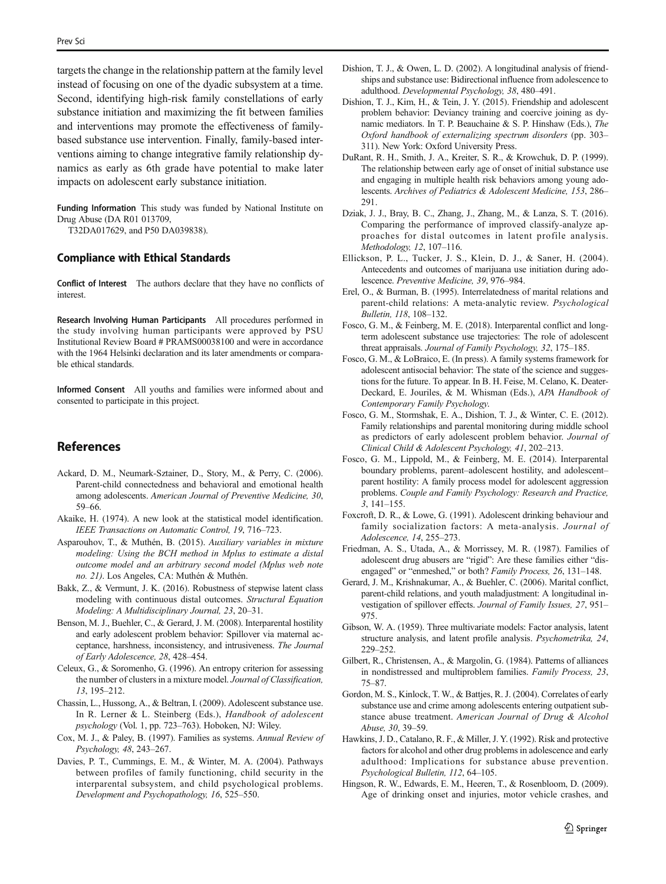targets the change in the relationship pattern at the family level instead of focusing on one of the dyadic subsystem at a time. Second, identifying high-risk family constellations of early substance initiation and maximizing the fit between families and interventions may promote the effectiveness of family-based substance use intervention. Finally, family-based interventions aiming to change integrative family relationship dynamics as early as 6th grade have potential to make later impacts on adolescent early substance initiation.

**Funding Information** This study was funded by National Institute on Drug Abuse (DA R01 013709, T32DA017629, and P50 DA039838).

### Compliance with Ethical Standards

**Conflict of Interest** The authors declare that they have no conflicts of interest.

**Research Involving Human Participants** All procedures performed in the study involving human participants were approved by PSU Institutional Review Board # PRAMS00038100 and were in accordance with the 1964 Helsinki declaration and its later amendments or comparable ethical standards.

**Informed Consent** All youths and families were informed about and consented to participate in this project.

## References

Ackard, D. M., Neumark-Sztainer, D., Story, M., & Perry, C. (2006). Parent-child connectedness and behavioral and emotional health among adolescents. *American Journal of Preventive Medicine, 30*, 59–66.

Akaike, H. (1974). A new look at the statistical model identification. *IEEE Transactions on Automatic Control, 19*, 716–723.

Asparouhov, T., & Muthén, B. (2015). *Auxiliary variables in mixture modeling: Using the BCH method in Mplus to estimate a distal outcome model and an arbitrary second model (Mplus web note no. 21)*. Los Angeles, CA: Muthén & Muthén.

Bakk, Z., & Vermunt, J. K. (2016). Robustness of stepwise latent class modeling with continuous distal outcomes. *Structural Equation Modeling: A Multidisciplinary Journal, 23*, 20–31.

Benson, M. J., Buehler, C., & Gerard, J. M. (2008). Interparental hostility and early adolescent problem behavior: Spillover via maternal acceptance, harshness, inconsistency, and intrusiveness. *The Journal of Early Adolescence, 28*, 428–454.

Celeux, G., & Soromenho, G. (1996). An entropy criterion for assessing the number of clusters in a mixture model. *Journal of Classification, 13*, 195–212.

Chassin, L., Hussong, A., & Beltran, I. (2009). Adolescent substance use. In R. Lerner & L. Steinberg (Eds.), *Handbook of adolescent psychology* (Vol. 1, pp. 723–763). Hoboken, NJ: Wiley.

Cox, M. J., & Paley, B. (1997). Families as systems. *Annual Review of Psychology, 48*, 243–267.

Davies, P. T., Cummings, E. M., & Winter, M. A. (2004). Pathways between profiles of family functioning, child security in the interparental subsystem, and child psychological problems. *Development and Psychopathology, 16*, 525–550.

Dishion, T. J., & Owen, L. D. (2002). A longitudinal analysis of friendships and substance use: Bidirectional influence from adolescence to adulthood. *Developmental Psychology, 38*, 480–491.

Dishion, T. J., Kim, H., & Tein, J. Y. (2015). Friendship and adolescent problem behavior: Deviancy training and coercive joining as dynamic mediators. In T. P. Beauchaine & S. P. Hinshaw (Eds.), *The Oxford handbook of externalizing spectrum disorders* (pp. 303–311). New York: Oxford University Press.

DuRant, R. H., Smith, J. A., Kreiter, S. R., & Krowchuk, D. P. (1999). The relationship between early age of onset of initial substance use and engaging in multiple health risk behaviors among young adolescents. *Archives of Pediatrics & Adolescent Medicine, 153*, 286–291.

Dziak, J. J., Bray, B. C., Zhang, J., Zhang, M., & Lanza, S. T. (2016). Comparing the performance of improved classify-analyze approaches for distal outcomes in latent profile analysis. *Methodology, 12*, 107–116.

Ellickson, P. L., Tucker, J. S., Klein, D. J., & Saner, H. (2004). Antecedents and outcomes of marijuana use initiation during adolescence. *Preventive Medicine, 39*, 976–984.

Erel, O., & Burman, B. (1995). Interrelatedness of marital relations and parent-child relations: A meta-analytic review. *Psychological Bulletin, 118*, 108–132.

Fosco, G. M., & Feinberg, M. E. (2018). Interparental conflict and long-term adolescent substance use trajectories: The role of adolescent threat appraisals. *Journal of Family Psychology, 32*, 175–185.

Fosco, G. M., & LoBraico, E. (In press). A family systems framework for adolescent antisocial behavior: The state of the science and suggestions for the future. To appear. In B. H. Feise, M. Celano, K. Deater-Deckard, E. Jouriles, & M. Whisman (Eds.), *APA Handbook of Contemporary Family Psychology*.

Fosco, G. M., Stormshak, E. A., Dishion, T. J., & Winter, C. E. (2012). Family relationships and parental monitoring during middle school as predictors of early adolescent problem behavior. *Journal of Clinical Child & Adolescent Psychology, 41*, 202–213.

Fosco, G. M., Lippold, M., & Feinberg, M. E. (2014). Interparental boundary problems, parent–adolescent hostility, and adolescent–parent hostility: A family process model for adolescent aggression problems. *Couple and Family Psychology: Research and Practice, 3*, 141–155.

Foxcroft, D. R., & Lowe, G. (1991). Adolescent drinking behaviour and family socialization factors: A meta-analysis. *Journal of Adolescence, 14*, 255–273.

Friedman, A. S., Utada, A., & Morrissey, M. R. (1987). Families of adolescent drug abusers are "rigid": Are these families either "disengaged" or "enmeshed," or both? *Family Process, 26*, 131–148.

Gerard, J. M., Krishnakumar, A., & Buehler, C. (2006). Marital conflict, parent-child relations, and youth maladjustment: A longitudinal investigation of spillover effects. *Journal of Family Issues, 27*, 951–975.

Gibson, W. A. (1959). Three multivariate models: Factor analysis, latent structure analysis, and latent profile analysis. *Psychometrika, 24*, 229–252.

Gilbert, R., Christensen, A., & Margolin, G. (1984). Patterns of alliances in nondistressed and multiproblem families. *Family Process, 23*, 75–87.

Gordon, M. S., Kinlock, T. W., & Battjes, R. J. (2004). Correlates of early substance use and crime among adolescents entering outpatient substance abuse treatment. *American Journal of Drug & Alcohol Abuse, 30*, 39–59.

Hawkins, J. D., Catalano, R. F., & Miller, J. Y. (1992). Risk and protective factors for alcohol and other drug problems in adolescence and early adulthood: Implications for substance abuse prevention. *Psychological Bulletin, 112*, 64–105.

Hingson, R. W., Edwards, E. M., Heeren, T., & Rosenbloom, D. (2009). Age of drinking onset and injuries, motor vehicle crashes, and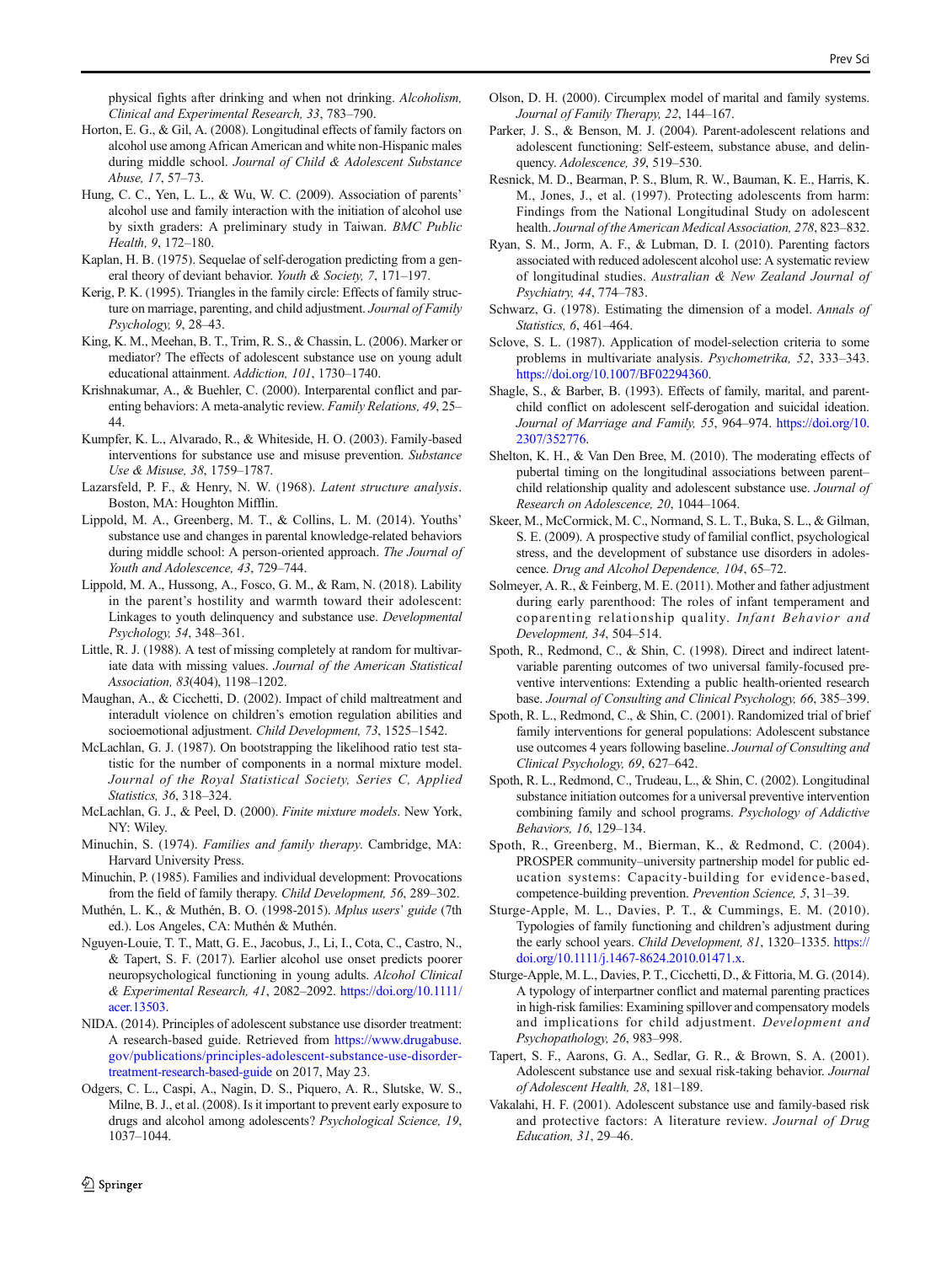physical fights after drinking and when not drinking. *Alcoholism, Clinical and Experimental Research, 33*, 783–790.

Horton, E. G., & Gil, A. (2008). Longitudinal effects of family factors on alcohol use among African American and white non-Hispanic males during middle school. *Journal of Child & Adolescent Substance Abuse, 17*, 57–73.

Hung, C. C., Yen, L. L., & Wu, W. C. (2009). Association of parents' alcohol use and family interaction with the initiation of alcohol use by sixth graders: A preliminary study in Taiwan. *BMC Public Health, 9*, 172–180.

Kaplan, H. B. (1975). Sequelae of self-derogation predicting from a general theory of deviant behavior. *Youth & Society, 7*, 171–197.

Kerig, P. K. (1995). Triangles in the family circle: Effects of family structure on marriage, parenting, and child adjustment. *Journal of Family Psychology, 9*, 28–43.

King, K. M., Meehan, B. T., Trim, R. S., & Chassin, L. (2006). Marker or mediator? The effects of adolescent substance use on young adult educational attainment. *Addiction, 101*, 1730–1740.

Krishnakumar, A., & Buehler, C. (2000). Interparental conflict and parenting behaviors: A meta-analytic review. *Family Relations, 49*, 25–44.

Kumpfer, K. L., Alvarado, R., & Whiteside, H. O. (2003). Family-based interventions for substance use and misuse prevention. *Substance Use & Misuse, 38*, 1759–1787.

Lazarsfeld, P. F., & Henry, N. W. (1968). *Latent structure analysis*. Boston, MA: Houghton Mifflin.

Lippold, M. A., Greenberg, M. T., & Collins, L. M. (2014). Youths' substance use and changes in parental knowledge-related behaviors during middle school: A person-oriented approach. *The Journal of Youth and Adolescence, 43*, 729–744.

Lippold, M. A., Hussong, A., Fosco, G. M., & Ram, N. (2018). Lability in the parent's hostility and warmth toward their adolescent: Linkages to youth delinquency and substance use. *Developmental Psychology, 54*, 348–361.

Little, R. J. (1988). A test of missing completely at random for multivariate data with missing values. *Journal of the American Statistical Association, 83*(404), 1198–1202.

Maughan, A., & Cicchetti, D. (2002). Impact of child maltreatment and interadult violence on children's emotion regulation abilities and socioemotional adjustment. *Child Development, 73*, 1525–1542.

McLachlan, G. J. (1987). On bootstrapping the likelihood ratio test statistic for the number of components in a normal mixture model. *Journal of the Royal Statistical Society, Series C, Applied Statistics, 36*, 318–324.

McLachlan, G. J., & Peel, D. (2000). *Finite mixture models*. New York, NY: Wiley.

Minuchin, S. (1974). *Families and family therapy*. Cambridge, MA: Harvard University Press.

Minuchin, P. (1985). Families and individual development: Provocations from the field of family therapy. *Child Development, 56*, 289–302.

Muthén, L. K., & Muthén, B. O. (1998-2015). *Mplus users' guide* (7th ed.). Los Angeles, CA: Muthén & Muthén.

Nguyen-Louie, T. T., Matt, G. E., Jacobus, J., Li, I., Cota, C., Castro, N., & Tapert, S. F. (2017). Earlier alcohol use onset predicts poorer neuropsychological functioning in young adults. *Alcohol Clinical & Experimental Research, 41*, 2082–2092. https://doi.org/10.1111/acer.13503.

NIDA. (2014). Principles of adolescent substance use disorder treatment: A research-based guide. Retrieved from https://www.drugabuse.gov/publications/principles-adolescent-substance-use-disorder-treatment-research-based-guide on 2017, May 23.

Odgers, C. L., Caspi, A., Nagin, D. S., Piquero, A. R., Slutske, W. S., Milne, B. J., et al. (2008). Is it important to prevent early exposure to drugs and alcohol among adolescents? *Psychological Science, 19*, 1037–1044.

Olson, D. H. (2000). Circumplex model of marital and family systems. *Journal of Family Therapy, 22*, 144–167.

Parker, J. S., & Benson, M. J. (2004). Parent-adolescent relations and adolescent functioning: Self-esteem, substance abuse, and delinquency. *Adolescence, 39*, 519–530.

Resnick, M. D., Bearman, P. S., Blum, R. W., Bauman, K. E., Harris, K. M., Jones, J., et al. (1997). Protecting adolescents from harm: Findings from the National Longitudinal Study on adolescent health. *Journal of the American Medical Association, 278*, 823–832.

Ryan, S. M., Jorm, A. F., & Lubman, D. I. (2010). Parenting factors associated with reduced adolescent alcohol use: A systematic review of longitudinal studies. *Australian & New Zealand Journal of Psychiatry, 44*, 774–783.

Schwarz, G. (1978). Estimating the dimension of a model. *Annals of Statistics, 6*, 461–464.

Sclove, S. L. (1987). Application of model-selection criteria to some problems in multivariate analysis. *Psychometrika, 52*, 333–343. https://doi.org/10.1007/BF02294360.

Shagle, S., & Barber, B. (1993). Effects of family, marital, and parent-child conflict on adolescent self-derogation and suicidal ideation. *Journal of Marriage and Family, 55*, 964–974. https://doi.org/10.2307/352776.

Shelton, K. H., & Van Den Bree, M. (2010). The moderating effects of pubertal timing on the longitudinal associations between parent–child relationship quality and adolescent substance use. *Journal of Research on Adolescence, 20*, 1044–1064.

Skeer, M., McCormick, M. C., Normand, S. L. T., Buka, S. L., & Gilman, S. E. (2009). A prospective study of familial conflict, psychological stress, and the development of substance use disorders in adolescence. *Drug and Alcohol Dependence, 104*, 65–72.

Solmeyer, A. R., & Feinberg, M. E. (2011). Mother and father adjustment during early parenthood: The roles of infant temperament and coparenting relationship quality. *Infant Behavior and Development, 34*, 504–514.

Spoth, R., Redmond, C., & Shin, C. (1998). Direct and indirect latent-variable parenting outcomes of two universal family-focused preventive interventions: Extending a public health-oriented research base. *Journal of Consulting and Clinical Psychology, 66*, 385–399.

Spoth, R. L., Redmond, C., & Shin, C. (2001). Randomized trial of brief family interventions for general populations: Adolescent substance use outcomes 4 years following baseline. *Journal of Consulting and Clinical Psychology, 69*, 627–642.

Spoth, R. L., Redmond, C., Trudeau, L., & Shin, C. (2002). Longitudinal substance initiation outcomes for a universal preventive intervention combining family and school programs. *Psychology of Addictive Behaviors, 16*, 129–134.

Spoth, R., Greenberg, M., Bierman, K., & Redmond, C. (2004). PROSPER community–university partnership model for public education systems: Capacity-building for evidence-based, competence-building prevention. *Prevention Science, 5*, 31–39.

Sturge-Apple, M. L., Davies, P. T., & Cummings, E. M. (2010). Typologies of family functioning and children's adjustment during the early school years. *Child Development, 81*, 1320–1335. https://doi.org/10.1111/j.1467-8624.2010.01471.x.

Sturge-Apple, M. L., Davies, P. T., Cicchetti, D., & Fittoria, M. G. (2014). A typology of interpartner conflict and maternal parenting practices in high-risk families: Examining spillover and compensatory models and implications for child adjustment. *Development and Psychopathology, 26*, 983–998.

Tapert, S. F., Aarons, G. A., Sedlar, G. R., & Brown, S. A. (2001). Adolescent substance use and sexual risk-taking behavior. *Journal of Adolescent Health, 28*, 181–189.

Vakalahi, H. F. (2001). Adolescent substance use and family-based risk and protective factors: A literature review. *Journal of Drug Education, 31*, 29–46.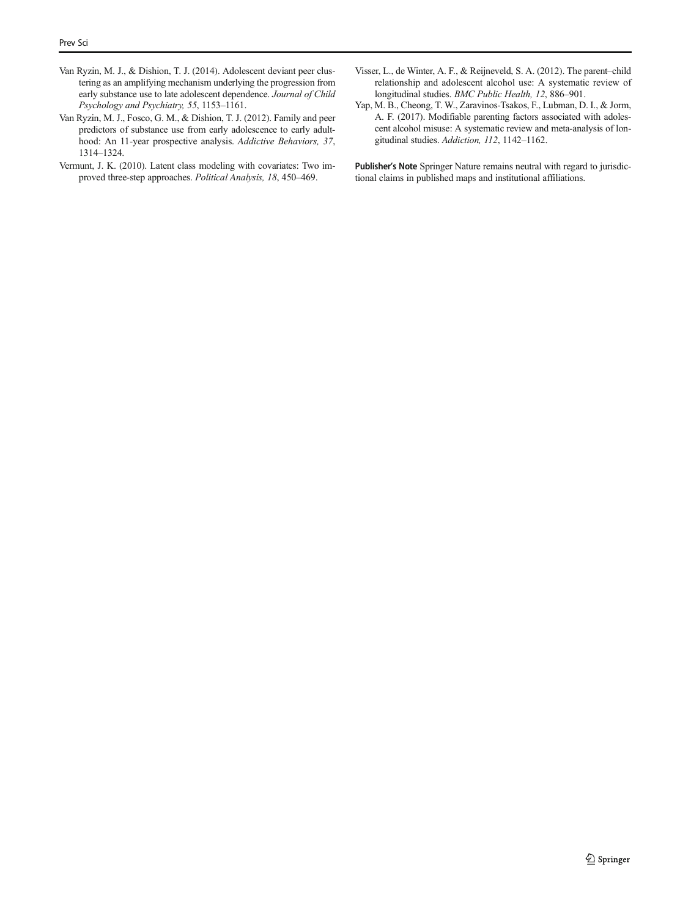Van Ryzin, M. J., & Dishion, T. J. (2014). Adolescent deviant peer clustering as an amplifying mechanism underlying the progression from early substance use to late adolescent dependence. *Journal of Child Psychology and Psychiatry, 55*, 1153–1161.

Van Ryzin, M. J., Fosco, G. M., & Dishion, T. J. (2012). Family and peer predictors of substance use from early adolescence to early adulthood: An 11-year prospective analysis. *Addictive Behaviors, 37*, 1314–1324.

Vermunt, J. K. (2010). Latent class modeling with covariates: Two improved three-step approaches. *Political Analysis, 18*, 450–469.

Visser, L., de Winter, A. F., & Reijneveld, S. A. (2012). The parent–child relationship and adolescent alcohol use: A systematic review of longitudinal studies. *BMC Public Health, 12*, 886–901.

Yap, M. B., Cheong, T. W., Zaravinos-Tsakos, F., Lubman, D. I., & Jorm, A. F. (2017). Modifiable parenting factors associated with adolescent alcohol misuse: A systematic review and meta-analysis of longitudinal studies. *Addiction, 112*, 1142–1162.

**Publisher's Note** Springer Nature remains neutral with regard to jurisdictional claims in published maps and institutional affiliations.